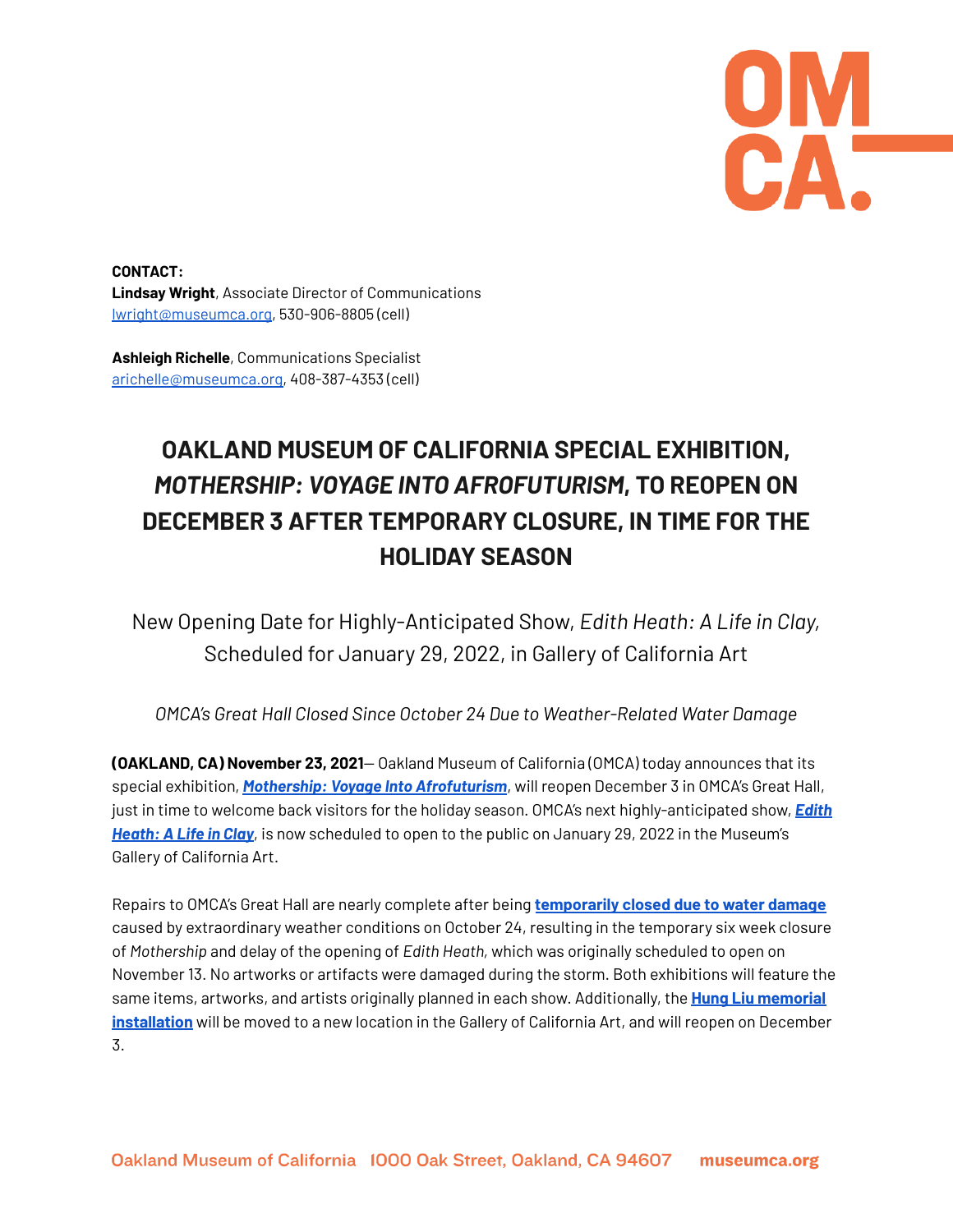**CONTACT:**
**Lindsay Wright**, Associate Director of Communications
lwright@museumca.org, 530-906-8805 (cell)

**Ashleigh Richelle**, Communications Specialist
arichelle@museumca.org, 408-387-4353 (cell)

# OAKLAND MUSEUM OF CALIFORNIA SPECIAL EXHIBITION, *MOTHERSHIP: VOYAGE INTO AFROFUTURISM*, TO REOPEN ON DECEMBER 3 AFTER TEMPORARY CLOSURE, IN TIME FOR THE HOLIDAY SEASON

## New Opening Date for Highly-Anticipated Show, *Edith Heath: A Life in Clay*, Scheduled for January 29, 2022, in Gallery of California Art

*OMCA's Great Hall Closed Since October 24 Due to Weather-Related Water Damage*

**(OAKLAND, CA) November 23, 2021**— Oakland Museum of California (OMCA) today announces that its special exhibition, ***Mothership: Voyage Into Afrofuturism***, will reopen December 3 in OMCA's Great Hall, just in time to welcome back visitors for the holiday season. OMCA's next highly-anticipated show, ***Edith Heath: A Life in Clay***, is now scheduled to open to the public on January 29, 2022 in the Museum's Gallery of California Art.

Repairs to OMCA's Great Hall are nearly complete after being **temporarily closed due to water damage** caused by extraordinary weather conditions on October 24, resulting in the temporary six week closure of *Mothership* and delay of the opening of *Edith Heath*, which was originally scheduled to open on November 13. No artworks or artifacts were damaged during the storm. Both exhibitions will feature the same items, artworks, and artists originally planned in each show. Additionally, the **Hung Liu memorial installation** will be moved to a new location in the Gallery of California Art, and will reopen on December 3.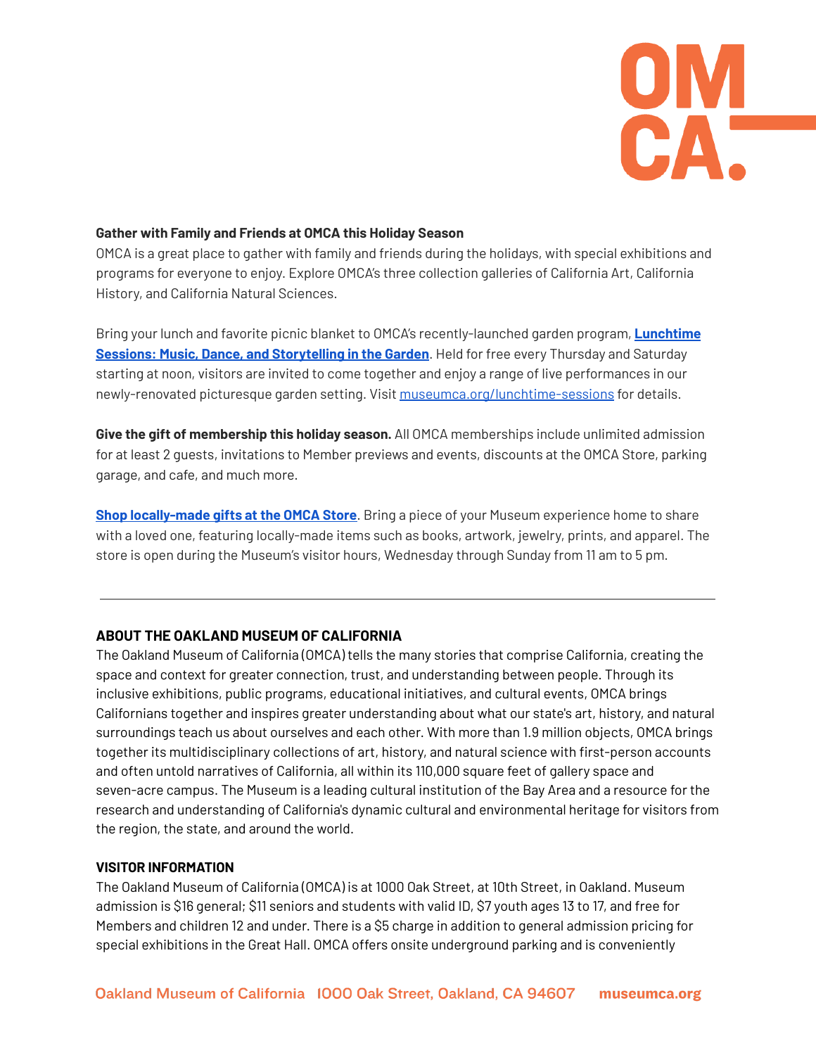**Gather with Family and Friends at OMCA this Holiday Season**
OMCA is a great place to gather with family and friends during the holidays, with special exhibitions and programs for everyone to enjoy. Explore OMCA's three collection galleries of California Art, California History, and California Natural Sciences.

Bring your lunch and favorite picnic blanket to OMCA's recently-launched garden program, **Lunchtime Sessions: Music, Dance, and Storytelling in the Garden**. Held for free every Thursday and Saturday starting at noon, visitors are invited to come together and enjoy a range of live performances in our newly-renovated picturesque garden setting. Visit museumca.org/lunchtime-sessions for details.

**Give the gift of membership this holiday season.** All OMCA memberships include unlimited admission for at least 2 guests, invitations to Member previews and events, discounts at the OMCA Store, parking garage, and cafe, and much more.

**Shop locally-made gifts at the OMCA Store**. Bring a piece of your Museum experience home to share with a loved one, featuring locally-made items such as books, artwork, jewelry, prints, and apparel. The store is open during the Museum's visitor hours, Wednesday through Sunday from 11 am to 5 pm.

---

### ABOUT THE OAKLAND MUSEUM OF CALIFORNIA

The Oakland Museum of California (OMCA) tells the many stories that comprise California, creating the space and context for greater connection, trust, and understanding between people. Through its inclusive exhibitions, public programs, educational initiatives, and cultural events, OMCA brings Californians together and inspires greater understanding about what our state's art, history, and natural surroundings teach us about ourselves and each other. With more than 1.9 million objects, OMCA brings together its multidisciplinary collections of art, history, and natural science with first-person accounts and often untold narratives of California, all within its 110,000 square feet of gallery space and seven-acre campus. The Museum is a leading cultural institution of the Bay Area and a resource for the research and understanding of California's dynamic cultural and environmental heritage for visitors from the region, the state, and around the world.

### VISITOR INFORMATION

The Oakland Museum of California (OMCA) is at 1000 Oak Street, at 10th Street, in Oakland. Museum admission is $16 general; $11 seniors and students with valid ID, $7 youth ages 13 to 17, and free for Members and children 12 and under. There is a $5 charge in addition to general admission pricing for special exhibitions in the Great Hall. OMCA offers onsite underground parking and is conveniently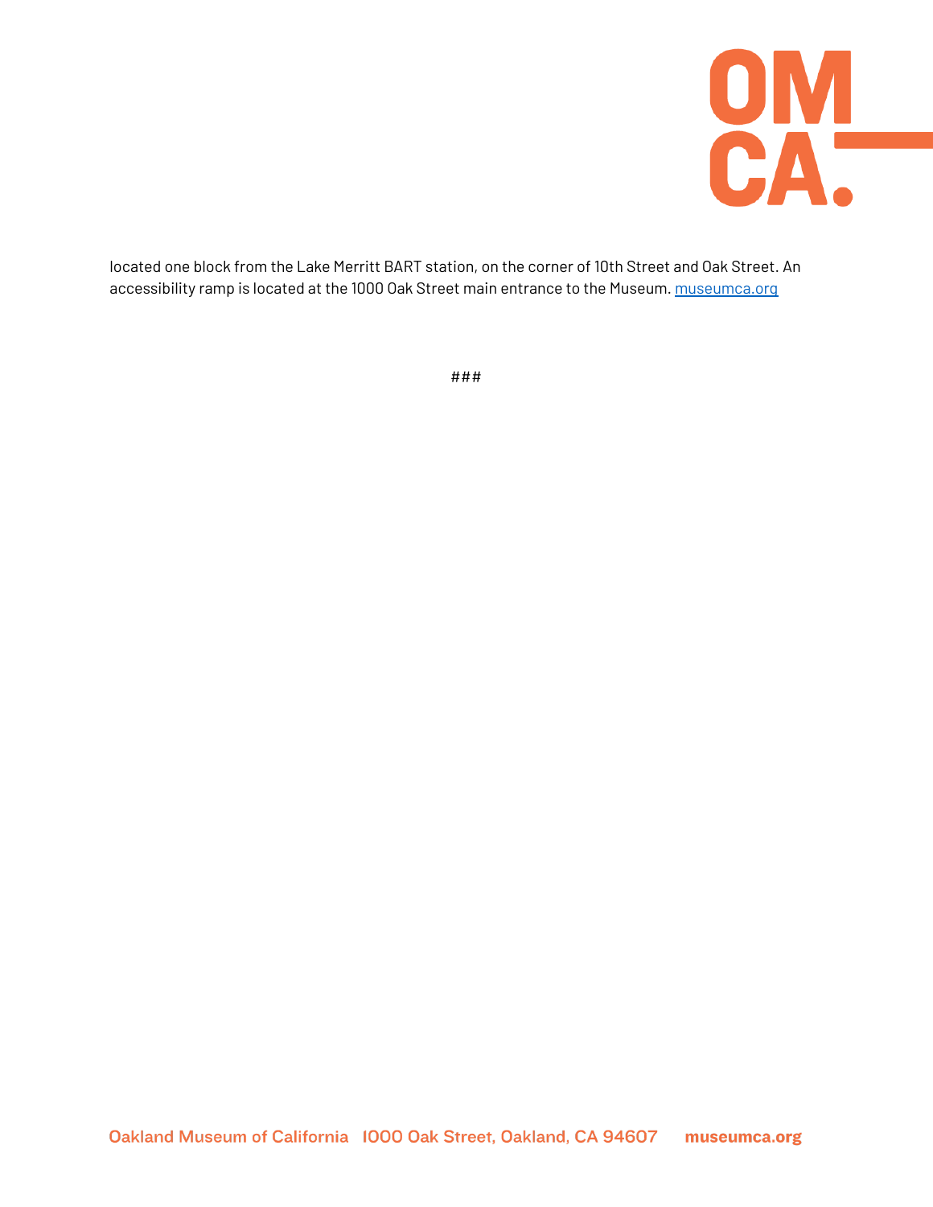located one block from the Lake Merritt BART station, on the corner of 10th Street and Oak Street. An accessibility ramp is located at the 1000 Oak Street main entrance to the Museum. [museumca.org](https://museumca.org)

###